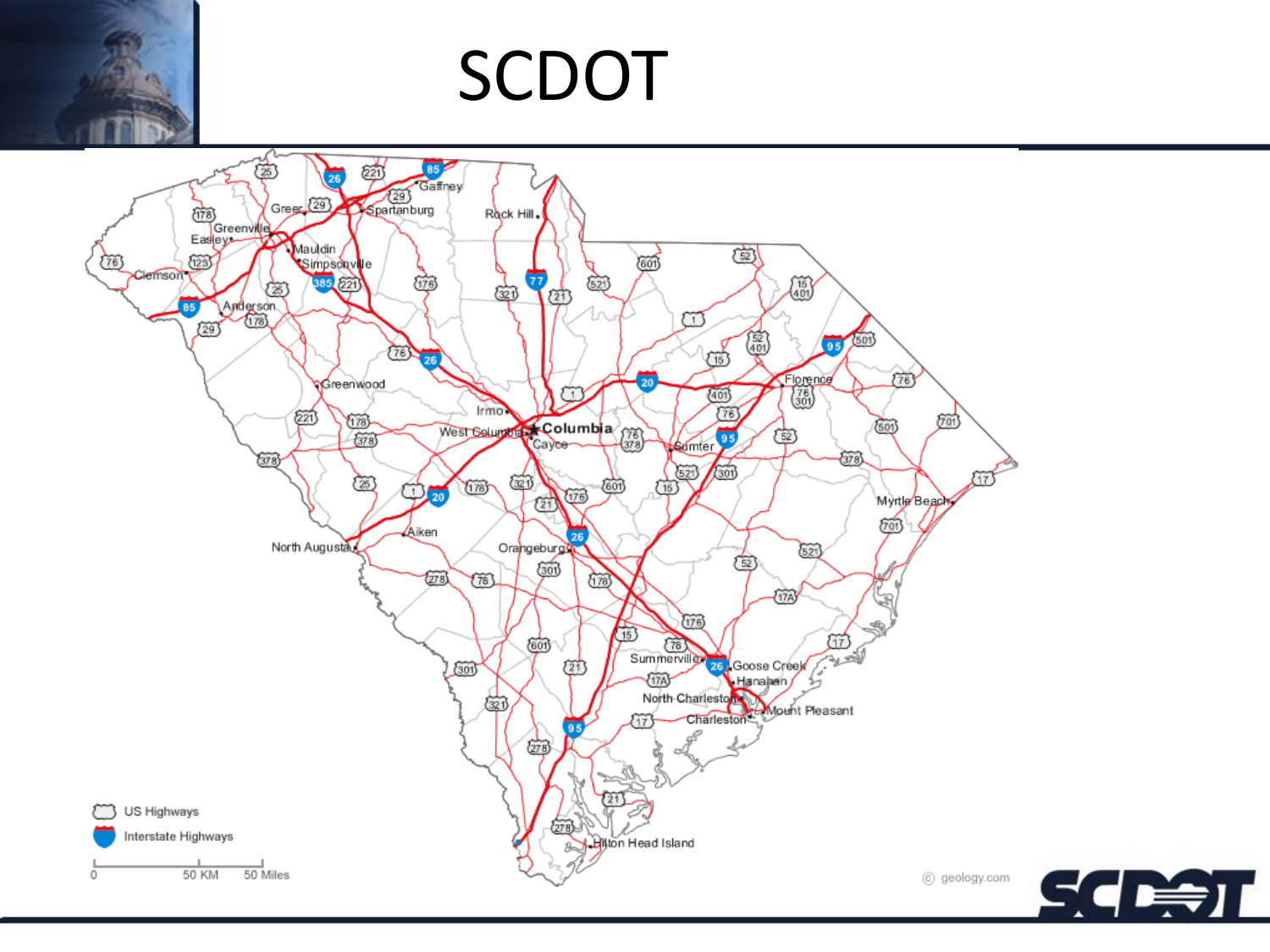# SCDOT

US Highways

Interstate Highways

0 — 50 KM — 50 Miles

© geology.com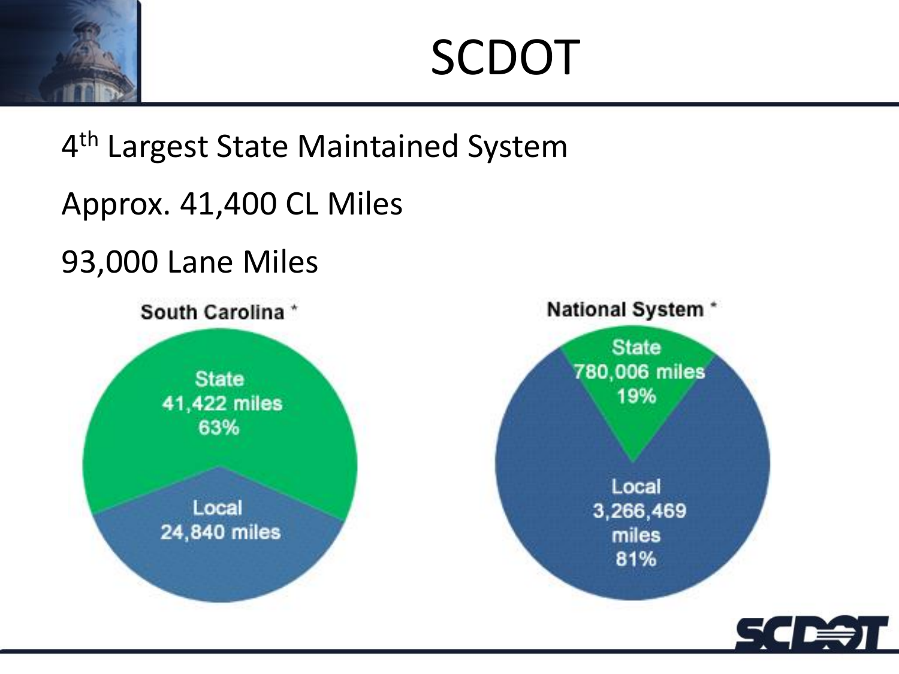# SCDOT

4th Largest State Maintained System

Approx. 41,400 CL Miles

93,000 Lane Miles

**South Carolina ***

- State: 41,422 miles, 63%
- Local: 24,840 miles

**National System ***

- State: 780,006 miles, 19%
- Local: 3,266,469 miles, 81%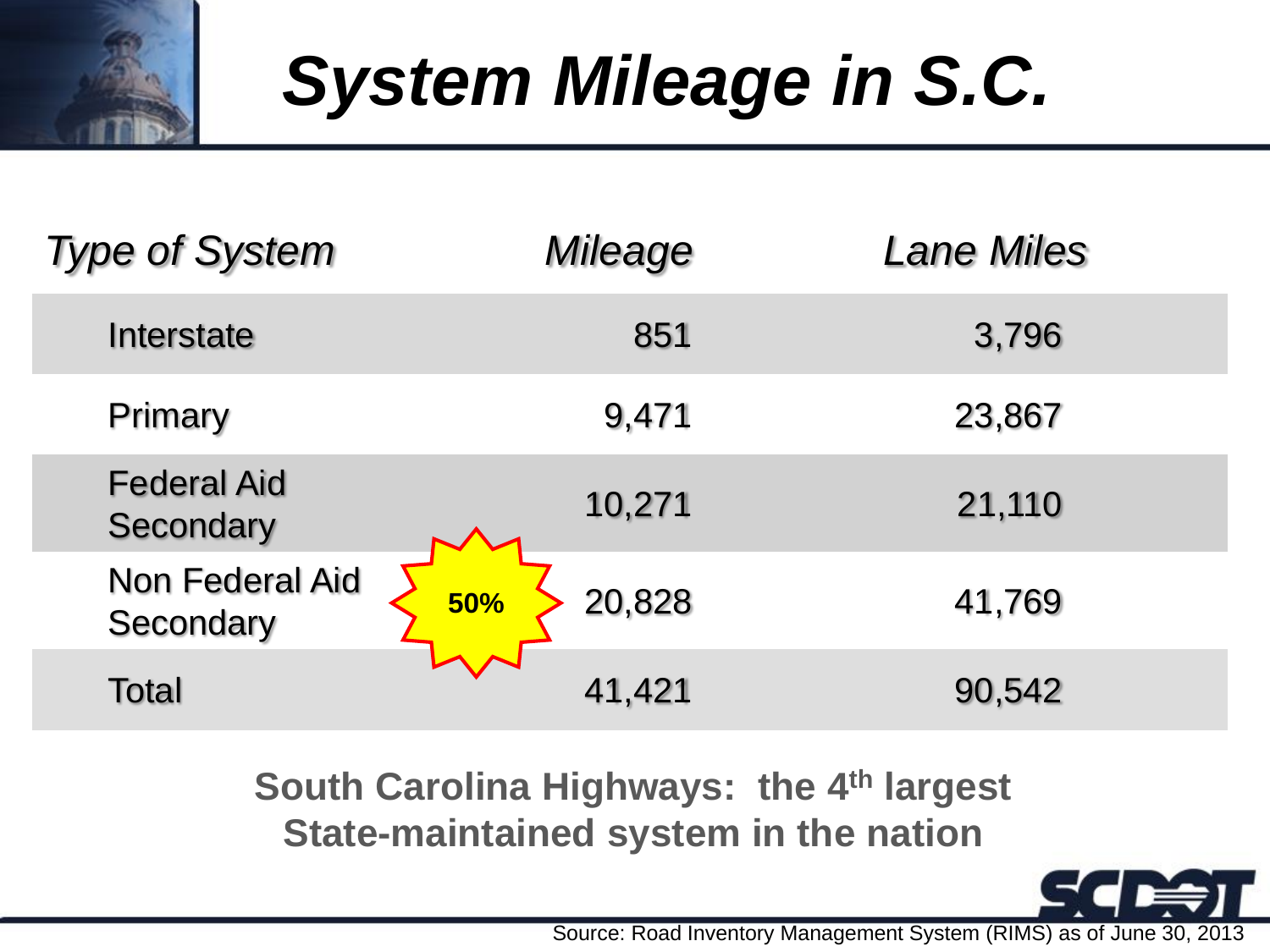# *System Mileage in S.C.*

| *Type of System* | *Mileage* | *Lane Miles* |
|---|---|---|
| Interstate | 851 | 3,796 |
| Primary | 9,471 | 23,867 |
| Federal Aid Secondary | 10,271 | 21,110 |
| Non Federal Aid Secondary | 20,828 | 41,769 |
| Total | 41,421 | 90,542 |

**50%**

**South Carolina Highways: the 4th largest State-maintained system in the nation**

Source: Road Inventory Management System (RIMS) as of June 30, 2013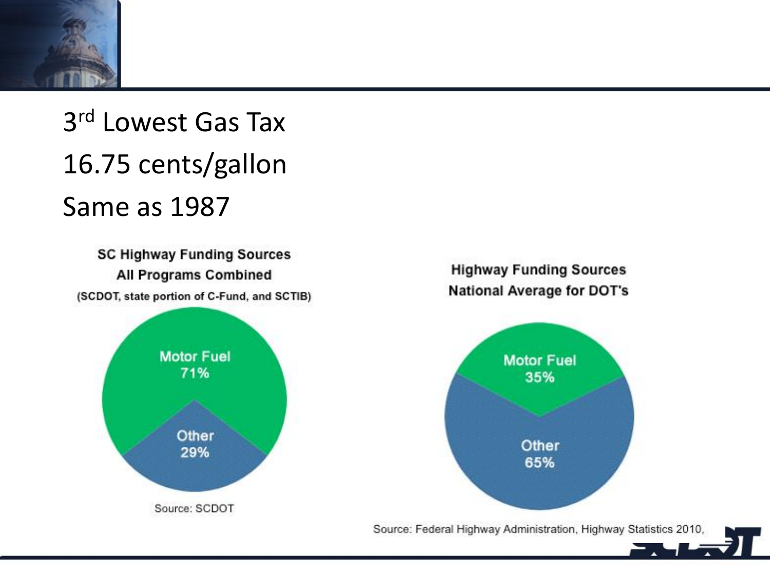3rd Lowest Gas Tax

16.75 cents/gallon

Same as 1987

**SC Highway Funding Sources**
**All Programs Combined**
**(SCDOT, state portion of C-Fund, and SCTIB)**

| Source | Share |
| --- | --- |
| Motor Fuel | 71% |
| Other | 29% |

Source: SCDOT

**Highway Funding Sources**
**National Average for DOT's**

| Source | Share |
| --- | --- |
| Motor Fuel | 35% |
| Other | 65% |

Source: Federal Highway Administration, Highway Statistics 2010.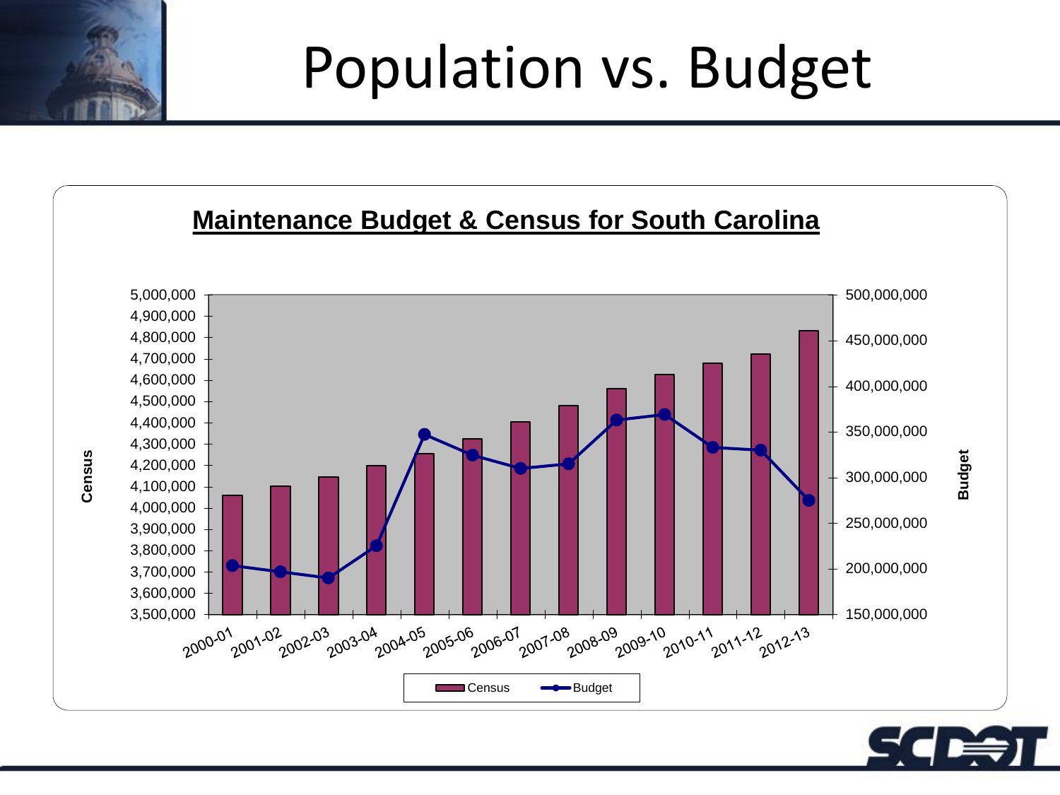# Population vs. Budget

## Maintenance Budget & Census for South Carolina

Census (left axis): 3,500,000 – 5,000,000

Budget (right axis): 150,000,000 – 500,000,000

2000-01, 2001-02, 2002-03, 2003-04, 2004-05, 2005-06, 2006-07, 2007-08, 2008-09, 2009-10, 2010-11, 2011-12, 2012-13

Census · Budget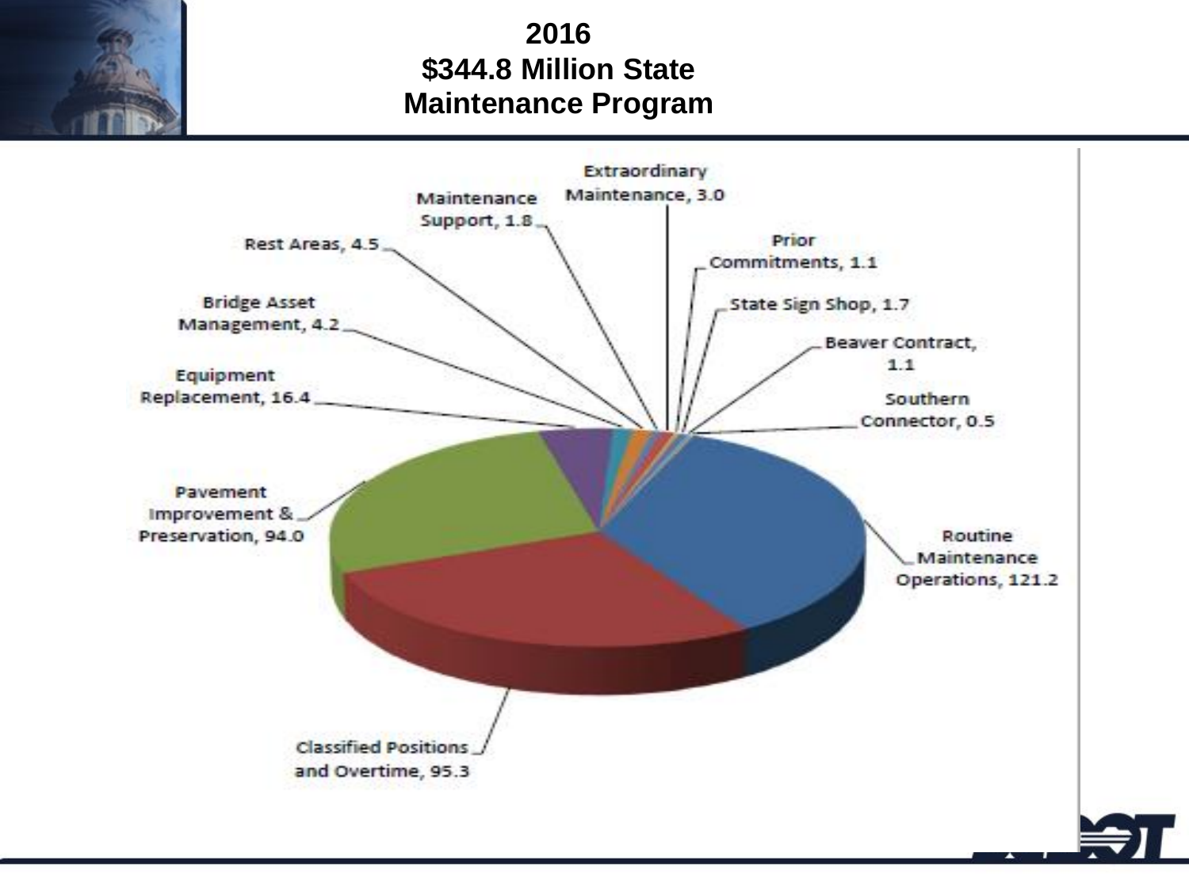# 2016
# $344.8 Million State Maintenance Program

- Extraordinary Maintenance, 3.0
- Maintenance Support, 1.8
- Rest Areas, 4.5
- Prior Commitments, 1.1
- Bridge Asset Management, 4.2
- State Sign Shop, 1.7
- Beaver Contract, 1.1
- Equipment Replacement, 16.4
- Southern Connector, 0.5
- Pavement Improvement & Preservation, 94.0
- Routine Maintenance Operations, 121.2
- Classified Positions and Overtime, 95.3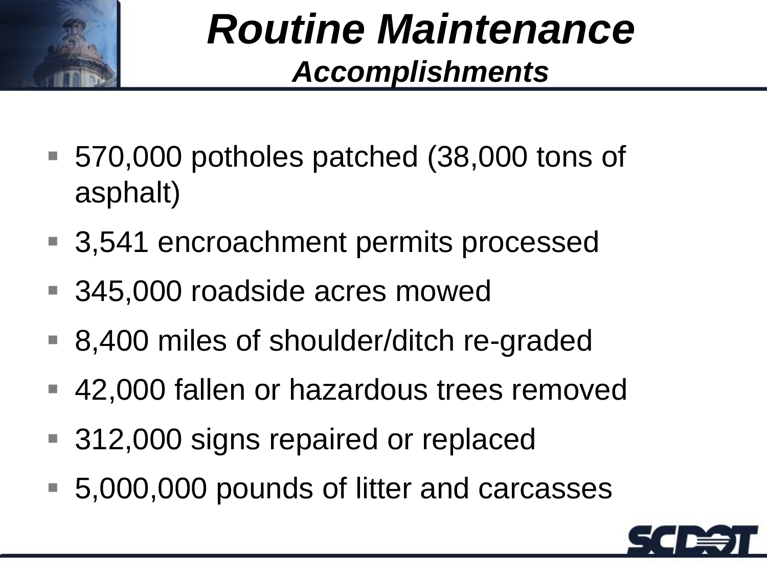# *Routine Maintenance*

## *Accomplishments*

- 570,000 potholes patched (38,000 tons of asphalt)
- 3,541 encroachment permits processed
- 345,000 roadside acres mowed
- 8,400 miles of shoulder/ditch re-graded
- 42,000 fallen or hazardous trees removed
- 312,000 signs repaired or replaced
- 5,000,000 pounds of litter and carcasses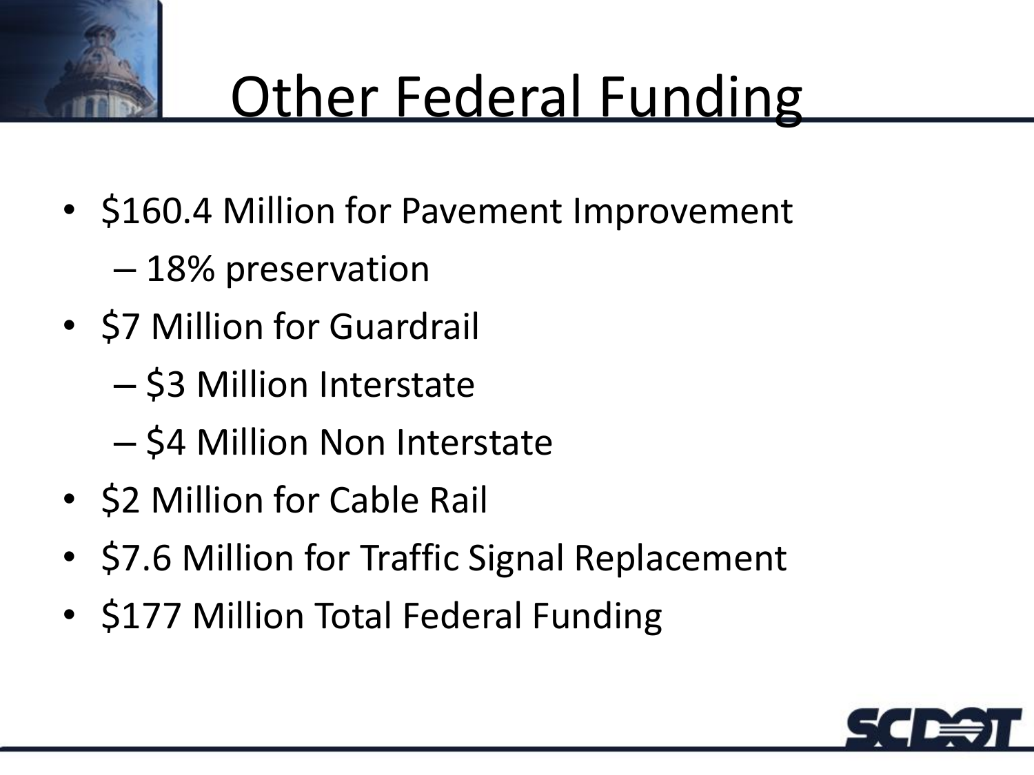# Other Federal Funding

- $160.4 Million for Pavement Improvement
  - 18% preservation
- $7 Million for Guardrail
  - $3 Million Interstate
  - $4 Million Non Interstate
- $2 Million for Cable Rail
- $7.6 Million for Traffic Signal Replacement
- $177 Million Total Federal Funding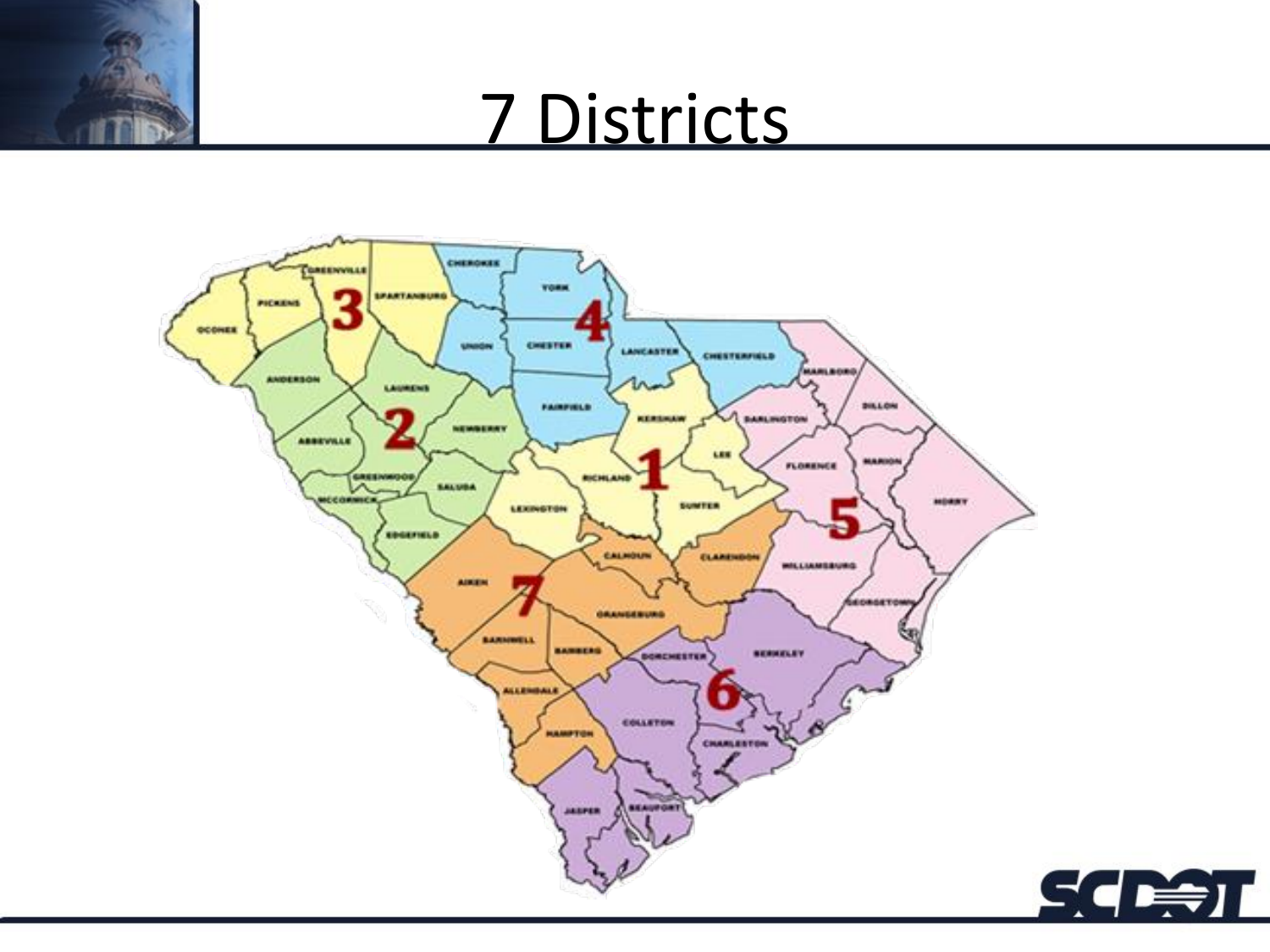# 7 Districts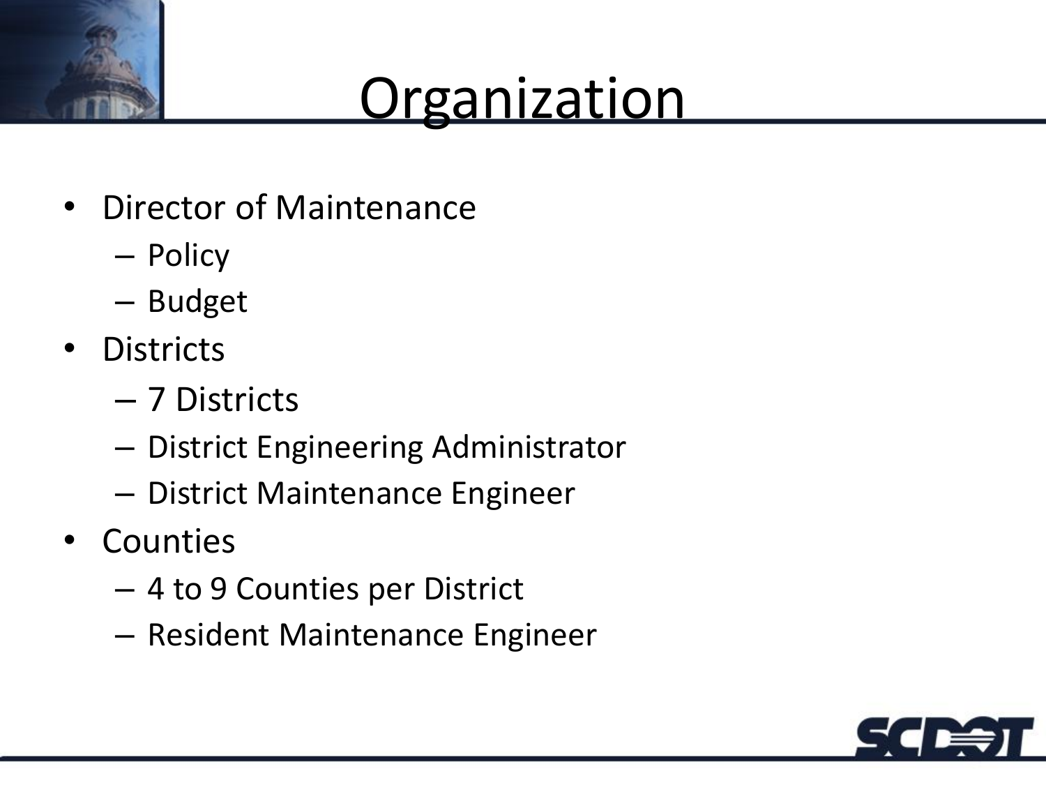# Organization

- Director of Maintenance
  - Policy
  - Budget
- Districts
  - 7 Districts
  - District Engineering Administrator
  - District Maintenance Engineer
- Counties
  - 4 to 9 Counties per District
  - Resident Maintenance Engineer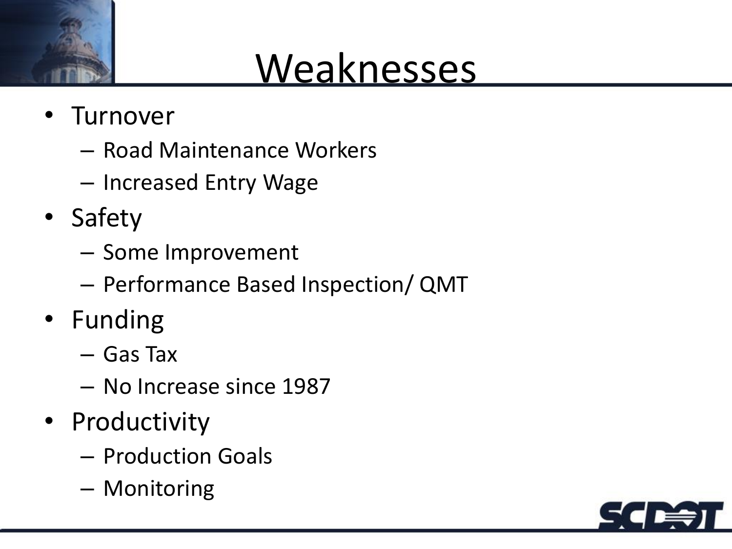# Weaknesses

- Turnover
  - Road Maintenance Workers
  - Increased Entry Wage
- Safety
  - Some Improvement
  - Performance Based Inspection/ QMT
- Funding
  - Gas Tax
  - No Increase since 1987
- Productivity
  - Production Goals
  - Monitoring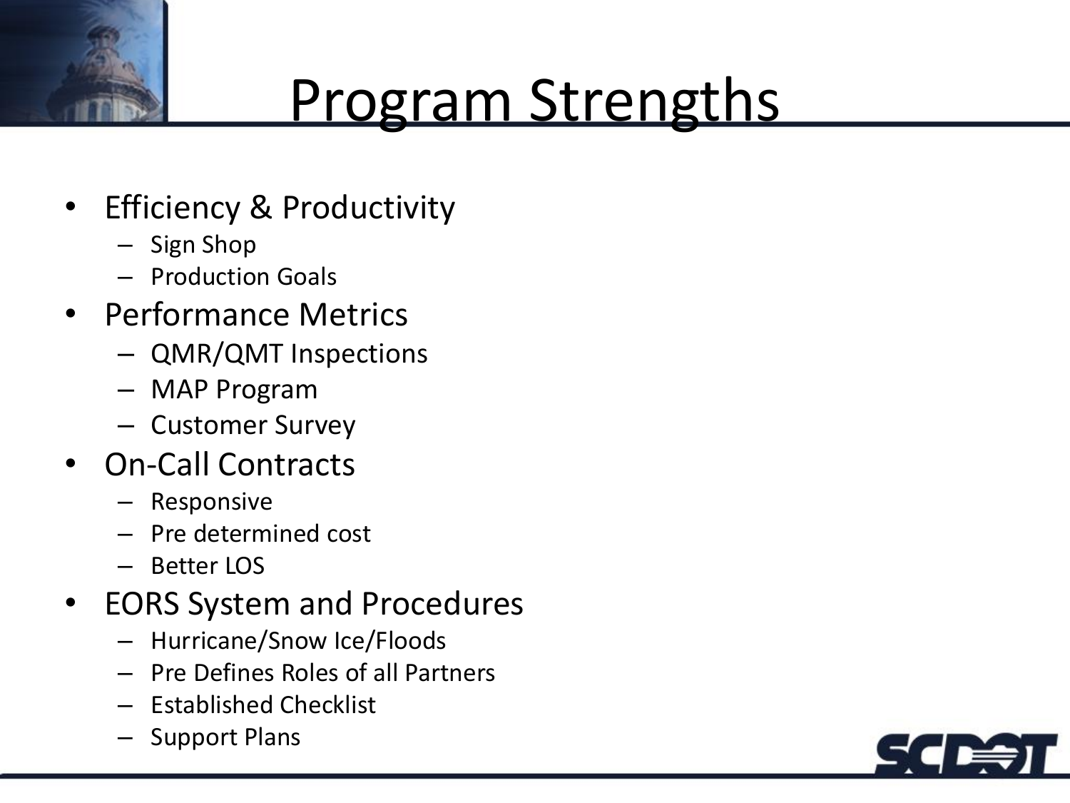# Program Strengths

- Efficiency & Productivity
  - Sign Shop
  - Production Goals
- Performance Metrics
  - QMR/QMT Inspections
  - MAP Program
  - Customer Survey
- On-Call Contracts
  - Responsive
  - Pre determined cost
  - Better LOS
- EORS System and Procedures
  - Hurricane/Snow Ice/Floods
  - Pre Defines Roles of all Partners
  - Established Checklist
  - Support Plans